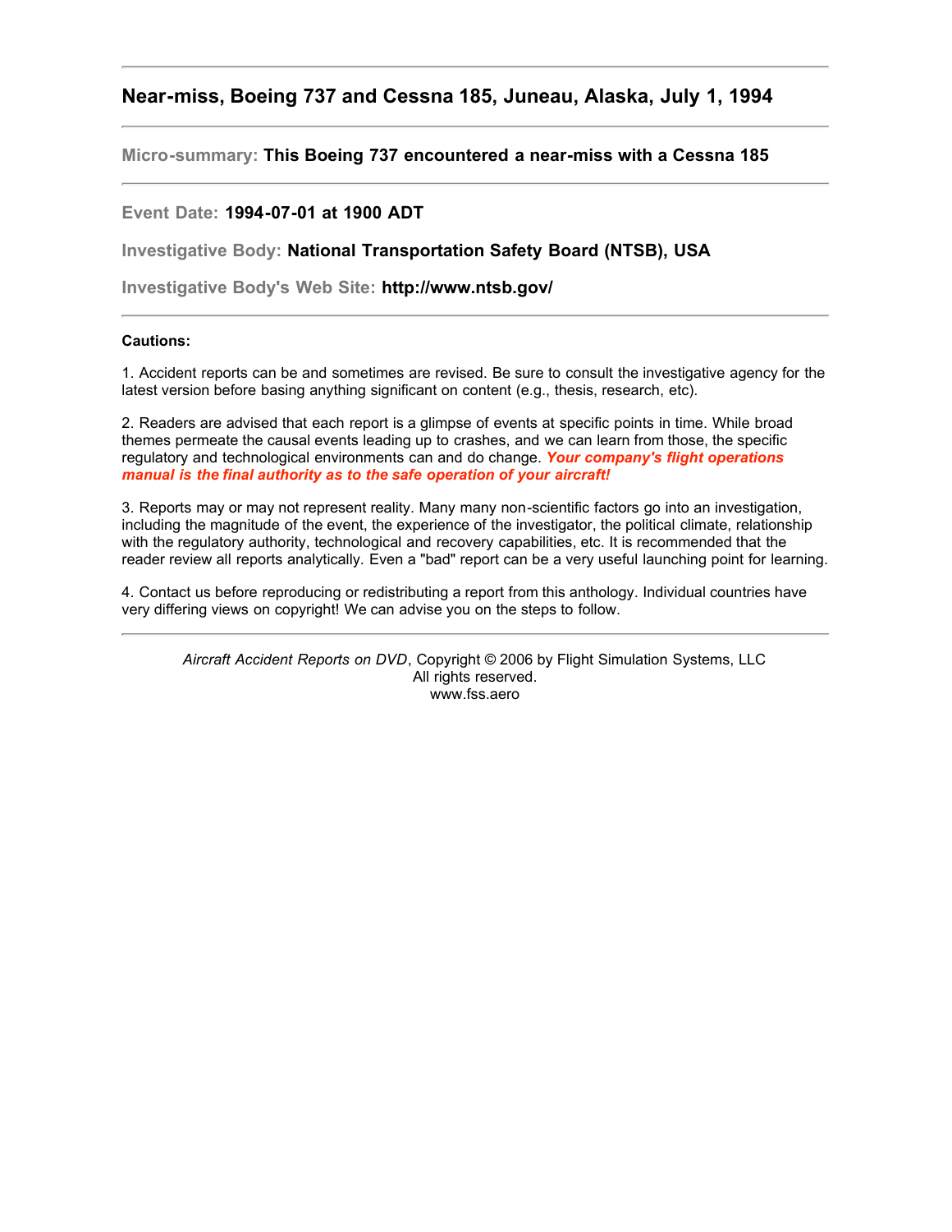## Near-miss, Boeing 737 and Cessna 185, Juneau, Alaska, July 1, 1994

---

**Micro-summary: This Boeing 737 encountered a near-miss with a Cessna 185**

---

**Event Date: 1994-07-01 at 1900 ADT**

**Investigative Body: National Transportation Safety Board (NTSB), USA**

**Investigative Body's Web Site: http://www.ntsb.gov/**

---

**Cautions:**

1. Accident reports can be and sometimes are revised. Be sure to consult the investigative agency for the latest version before basing anything significant on content (e.g., thesis, research, etc).

2. Readers are advised that each report is a glimpse of events at specific points in time. While broad themes permeate the causal events leading up to crashes, and we can learn from those, the specific regulatory and technological environments can and do change. ***Your company's flight operations manual is the final authority as to the safe operation of your aircraft!***

3. Reports may or may not represent reality. Many many non-scientific factors go into an investigation, including the magnitude of the event, the experience of the investigator, the political climate, relationship with the regulatory authority, technological and recovery capabilities, etc. It is recommended that the reader review all reports analytically. Even a "bad" report can be a very useful launching point for learning.

4. Contact us before reproducing or redistributing a report from this anthology. Individual countries have very differing views on copyright! We can advise you on the steps to follow.

---

*Aircraft Accident Reports on DVD*, Copyright © 2006 by Flight Simulation Systems, LLC
All rights reserved.
www.fss.aero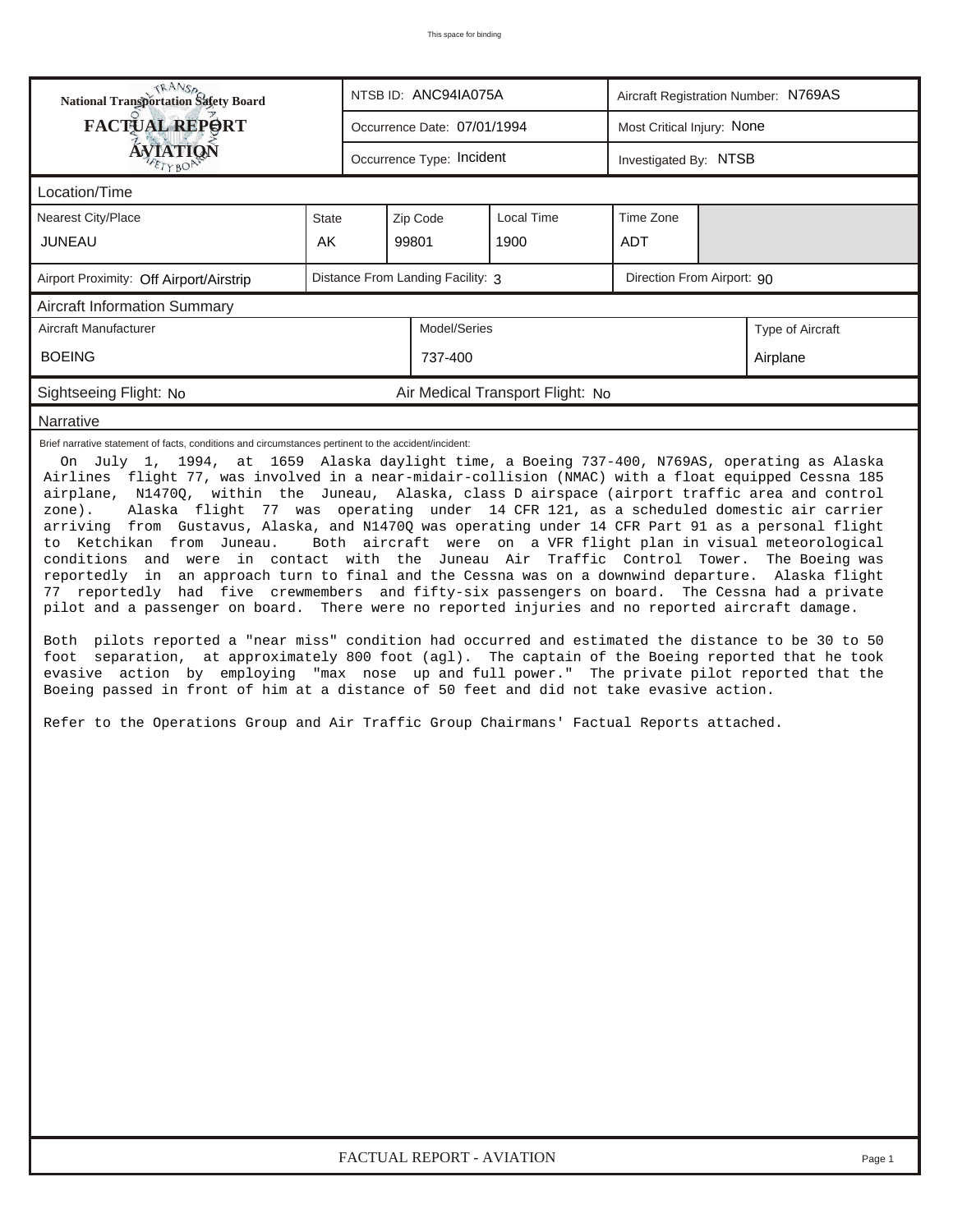National Transportation Safety Board

**FACTUAL REPORT**

**AVIATION**

| NTSB ID: ANC94IA075A | Aircraft Registration Number: N769AS |
|---|---|
| Occurrence Date: 07/01/1994 | Most Critical Injury: None |
| Occurrence Type: Incident | Investigated By: NTSB |

## Location/Time

| Nearest City/Place | State | Zip Code | Local Time | Time Zone |
|---|---|---|---|---|
| JUNEAU | AK | 99801 | 1900 | ADT |

| Airport Proximity: Off Airport/Airstrip | Distance From Landing Facility: 3 | Direction From Airport: 90 |
|---|---|---|

## Aircraft Information Summary

| Aircraft Manufacturer | Model/Series | Type of Aircraft |
|---|---|---|
| BOEING | 737-400 | Airplane |

Sightseeing Flight: No    Air Medical Transport Flight: No

## Narrative

Brief narrative statement of facts, conditions and circumstances pertinent to the accident/incident:

On July 1, 1994, at 1659 Alaska daylight time, a Boeing 737-400, N769AS, operating as Alaska Airlines flight 77, was involved in a near-midair-collision (NMAC) with a float equipped Cessna 185 airplane, N1470Q, within the Juneau, Alaska, class D airspace (airport traffic area and control zone). Alaska flight 77 was operating under 14 CFR 121, as a scheduled domestic air carrier arriving from Gustavus, Alaska, and N1470Q was operating under 14 CFR Part 91 as a personal flight to Ketchikan from Juneau. Both aircraft were on a VFR flight plan in visual meteorological conditions and were in contact with the Juneau Air Traffic Control Tower. The Boeing was reportedly in an approach turn to final and the Cessna was on a downwind departure. Alaska flight 77 reportedly had five crewmembers and fifty-six passengers on board. The Cessna had a private pilot and a passenger on board. There were no reported injuries and no reported aircraft damage.

Both pilots reported a "near miss" condition had occurred and estimated the distance to be 30 to 50 foot separation, at approximately 800 foot (agl). The captain of the Boeing reported that he took evasive action by employing "max nose up and full power." The private pilot reported that the Boeing passed in front of him at a distance of 50 feet and did not take evasive action.

Refer to the Operations Group and Air Traffic Group Chairmans' Factual Reports attached.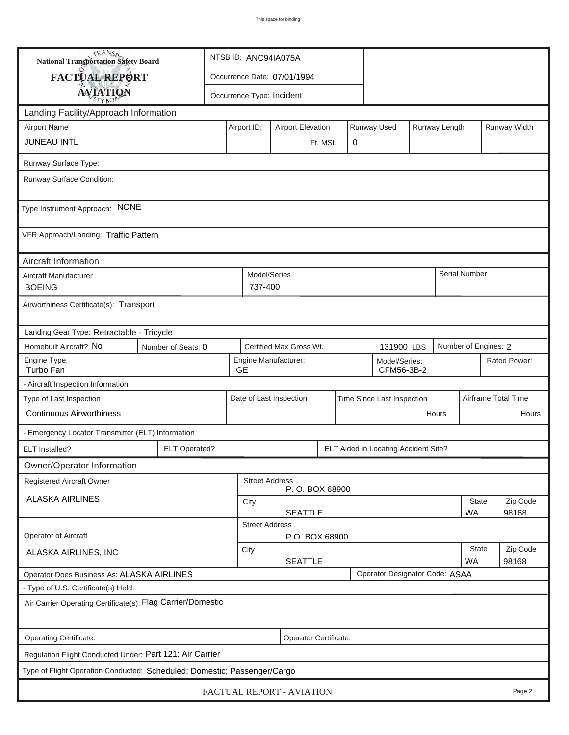| National Transportation Safety Board FACTUAL REPORT AVIATION | NTSB ID: ANC94IA075A |
|---|---|
| | Occurrence Date: 07/01/1994 |
| | Occurrence Type: Incident |

## Landing Facility/Approach Information

| Airport Name | Airport ID: | Airport Elevation | Runway Used | Runway Length | Runway Width |
|---|---|---|---|---|---|
| JUNEAU INTL | | Ft. MSL | 0 | | |

Runway Surface Type:

Runway Surface Condition:

Type Instrument Approach: NONE

VFR Approach/Landing: Traffic Pattern

## Aircraft Information

| Aircraft Manufacturer | Model/Series | Serial Number |
|---|---|---|
| BOEING | 737-400 | |

Airworthiness Certificate(s): Transport

Landing Gear Type: Retractable - Tricycle

| Homebuilt Aircraft? No | Number of Seats: 0 | Certified Max Gross Wt. 131900 LBS | Number of Engines: 2 |
|---|---|---|---|

| Engine Type: | Engine Manufacturer: | Model/Series: | Rated Power: |
|---|---|---|---|
| Turbo Fan | GE | CFM56-3B-2 | |

- Aircraft Inspection Information

| Type of Last Inspection | Date of Last Inspection | Time Since Last Inspection | Airframe Total Time |
|---|---|---|---|
| Continuous Airworthiness | | Hours | Hours |

- Emergency Locator Transmitter (ELT) Information

| ELT Installed? | ELT Operated? | ELT Aided in Locating Accident Site? |
|---|---|---|

## Owner/Operator Information

| Registered Aircraft Owner | Street Address | | |
|---|---|---|---|
| ALASKA AIRLINES | P. O. BOX 68900 | | |
| | City | State | Zip Code |
| | SEATTLE | WA | 98168 |

| Operator of Aircraft | Street Address | | |
|---|---|---|---|
| ALASKA AIRLINES, INC | P.O. BOX 68900 | | |
| | City | State | Zip Code |
| | SEATTLE | WA | 98168 |

Operator Does Business As: ALASKA AIRLINES | Operator Designator Code: ASAA

- Type of U.S. Certificate(s) Held:

Air Carrier Operating Certificate(s): Flag Carrier/Domestic

Operating Certificate: | Operator Certificate:

Regulation Flight Conducted Under: Part 121: Air Carrier

Type of Flight Operation Conducted: Scheduled; Domestic; Passenger/Cargo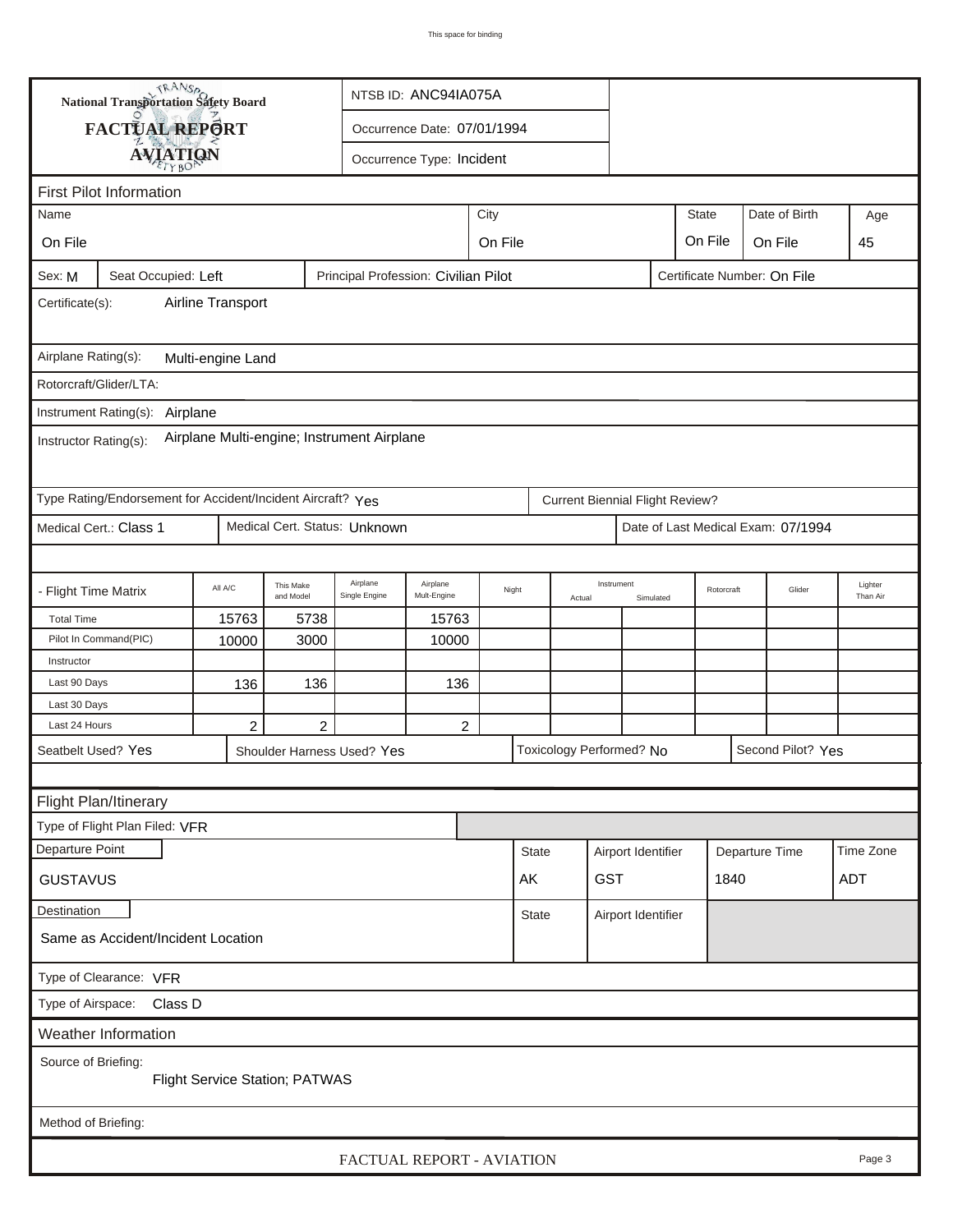**National Transportation Safety Board**

**FACTUAL REPORT**

**AVIATION**

NTSB ID: ANC94IA075A

Occurrence Date: 07/01/1994

Occurrence Type: Incident

## First Pilot Information

| Name | City | State | Date of Birth | Age |
|---|---|---|---|---|
| On File | On File | On File | On File | 45 |

Sex: M | Seat Occupied: Left | Principal Profession: Civilian Pilot | Certificate Number: On File

Certificate(s): Airline Transport

Airplane Rating(s): Multi-engine Land

Rotorcraft/Glider/LTA:

Instrument Rating(s): Airplane

Instructor Rating(s): Airplane Multi-engine; Instrument Airplane

Type Rating/Endorsement for Accident/Incident Aircraft? Yes | Current Biennial Flight Review?

Medical Cert.: Class 1 | Medical Cert. Status: Unknown | Date of Last Medical Exam: 07/1994

| - Flight Time Matrix | All A/C | This Make and Model | Airplane Single Engine | Airplane Mult-Engine | Night | Instrument Actual | Instrument Simulated | Rotorcraft | Glider | Lighter Than Air |
|---|---|---|---|---|---|---|---|---|---|---|
| Total Time | 15763 | 5738 | | 15763 | | | | | | |
| Pilot In Command(PIC) | 10000 | 3000 | | 10000 | | | | | | |
| Instructor | | | | | | | | | | |
| Last 90 Days | 136 | 136 | | 136 | | | | | | |
| Last 30 Days | | | | | | | | | | |
| Last 24 Hours | 2 | 2 | | 2 | | | | | | |

Seatbelt Used? Yes | Shoulder Harness Used? Yes | Toxicology Performed? No | Second Pilot? Yes

## Flight Plan/Itinerary

Type of Flight Plan Filed: VFR

| Departure Point | State | Airport Identifier | Departure Time | Time Zone |
|---|---|---|---|---|
| GUSTAVUS | AK | GST | 1840 | ADT |

| Destination | State | Airport Identifier |
|---|---|---|
| Same as Accident/Incident Location | | |

Type of Clearance: VFR

Type of Airspace: Class D

## Weather Information

Source of Briefing:

Flight Service Station; PATWAS

Method of Briefing: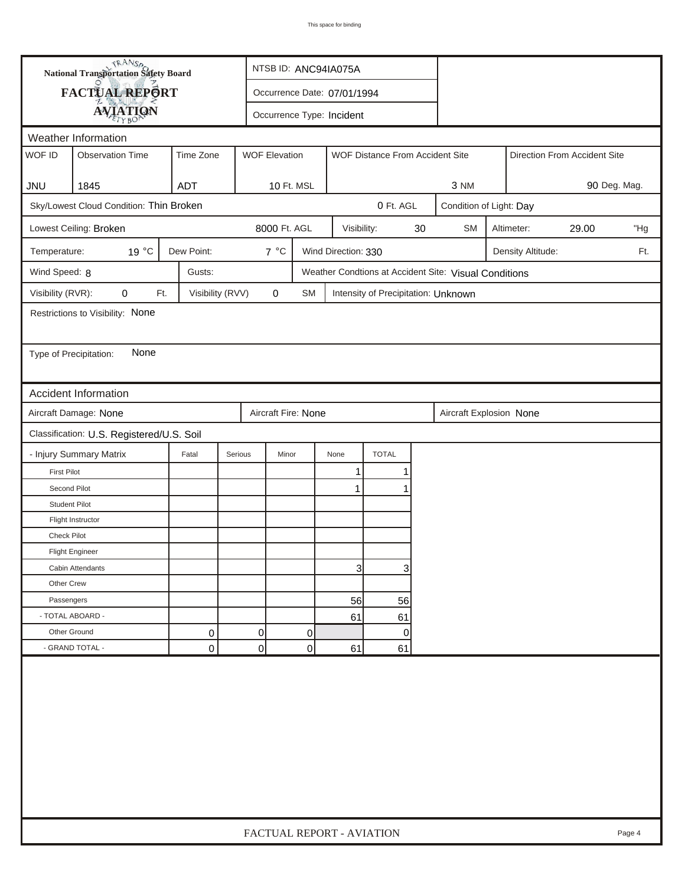**National Transportation Safety Board**
**FACTUAL REPORT**
**AVIATION**

NTSB ID: ANC94IA075A
Occurrence Date: 07/01/1994
Occurrence Type: Incident

## Weather Information

| WOF ID | Observation Time | Time Zone | WOF Elevation | WOF Distance From Accident Site | Direction From Accident Site |
|---|---|---|---|---|---|
| JNU | 1845 | ADT | 10 Ft. MSL | 3 NM | 90 Deg. Mag. |

Sky/Lowest Cloud Condition: Thin Broken — 0 Ft. AGL — Condition of Light: Day

Lowest Ceiling: Broken — 8000 Ft. AGL — Visibility: 30 SM — Altimeter: 29.00 "Hg

Temperature: 19 °C — Dew Point: 7 °C — Wind Direction: 330 — Density Altitude: Ft.

Wind Speed: 8 — Gusts: — Weather Condtions at Accident Site: Visual Conditions

Visibility (RVR): 0 Ft. — Visibility (RVV) 0 SM — Intensity of Precipitation: Unknown

Restrictions to Visibility: None

Type of Precipitation: None

## Accident Information

Aircraft Damage: None — Aircraft Fire: None — Aircraft Explosion None

Classification: U.S. Registered/U.S. Soil

| - Injury Summary Matrix | Fatal | Serious | Minor | None | TOTAL |
|---|---|---|---|---|---|
| First Pilot | | | | 1 | 1 |
| Second Pilot | | | | 1 | 1 |
| Student Pilot | | | | | |
| Flight Instructor | | | | | |
| Check Pilot | | | | | |
| Flight Engineer | | | | | |
| Cabin Attendants | | | | 3 | 3 |
| Other Crew | | | | | |
| Passengers | | | | 56 | 56 |
| - TOTAL ABOARD - | | | | 61 | 61 |
| Other Ground | 0 | 0 | 0 | | 0 |
| - GRAND TOTAL - | 0 | 0 | 0 | 61 | 61 |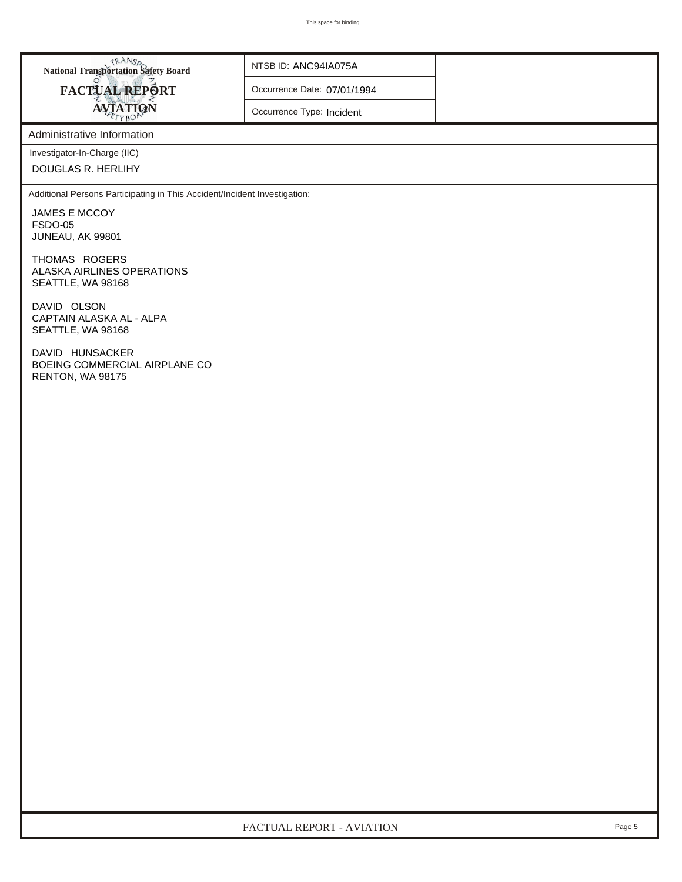**National Transportation Safety Board**

**FACTUAL REPORT**

**AVIATION**

| | |
|---|---|
| NTSB ID: ANC94IA075A | |
| Occurrence Date: 07/01/1994 | |
| Occurrence Type: Incident | |

## Administrative Information

Investigator-In-Charge (IIC)

DOUGLAS R. HERLIHY

Additional Persons Participating in This Accident/Incident Investigation:

JAMES E MCCOY
FSDO-05
JUNEAU, AK 99801

THOMAS ROGERS
ALASKA AIRLINES OPERATIONS
SEATTLE, WA 98168

DAVID OLSON
CAPTAIN ALASKA AL - ALPA
SEATTLE, WA 98168

DAVID HUNSACKER
BOEING COMMERCIAL AIRPLANE CO
RENTON, WA 98175